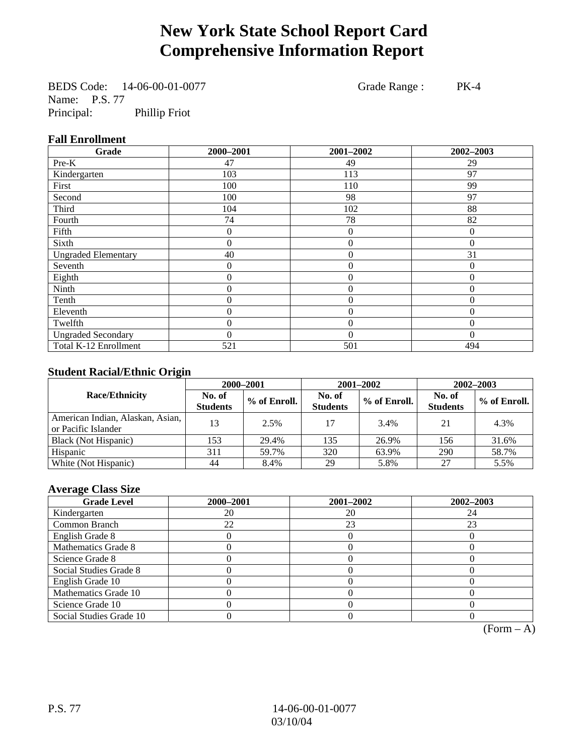# New York State School Report Card
# Comprehensive Information Report

BEDS Code: 14-06-00-01-0077 Grade Range : PK-4
Name: P.S. 77
Principal: Phillip Friot

### Fall Enrollment

| Grade | 2000–2001 | 2001–2002 | 2002–2003 |
|---|---|---|---|
| Pre-K | 47 | 49 | 29 |
| Kindergarten | 103 | 113 | 97 |
| First | 100 | 110 | 99 |
| Second | 100 | 98 | 97 |
| Third | 104 | 102 | 88 |
| Fourth | 74 | 78 | 82 |
| Fifth | 0 | 0 | 0 |
| Sixth | 0 | 0 | 0 |
| Ungraded Elementary | 40 | 0 | 31 |
| Seventh | 0 | 0 | 0 |
| Eighth | 0 | 0 | 0 |
| Ninth | 0 | 0 | 0 |
| Tenth | 0 | 0 | 0 |
| Eleventh | 0 | 0 | 0 |
| Twelfth | 0 | 0 | 0 |
| Ungraded Secondary | 0 | 0 | 0 |
| Total K-12 Enrollment | 521 | 501 | 494 |

### Student Racial/Ethnic Origin

| Race/Ethnicity | 2000–2001 | | 2001–2002 | | 2002–2003 | |
|---|---|---|---|---|---|---|
| | No. of Students | % of Enroll. | No. of Students | % of Enroll. | No. of Students | % of Enroll. |
| American Indian, Alaskan, Asian, or Pacific Islander | 13 | 2.5% | 17 | 3.4% | 21 | 4.3% |
| Black (Not Hispanic) | 153 | 29.4% | 135 | 26.9% | 156 | 31.6% |
| Hispanic | 311 | 59.7% | 320 | 63.9% | 290 | 58.7% |
| White (Not Hispanic) | 44 | 8.4% | 29 | 5.8% | 27 | 5.5% |

### Average Class Size

| Grade Level | 2000–2001 | 2001–2002 | 2002–2003 |
|---|---|---|---|
| Kindergarten | 20 | 20 | 24 |
| Common Branch | 22 | 23 | 23 |
| English Grade 8 | 0 | 0 | 0 |
| Mathematics Grade 8 | 0 | 0 | 0 |
| Science Grade 8 | 0 | 0 | 0 |
| Social Studies Grade 8 | 0 | 0 | 0 |
| English Grade 10 | 0 | 0 | 0 |
| Mathematics Grade 10 | 0 | 0 | 0 |
| Science Grade 10 | 0 | 0 | 0 |
| Social Studies Grade 10 | 0 | 0 | 0 |

(Form – A)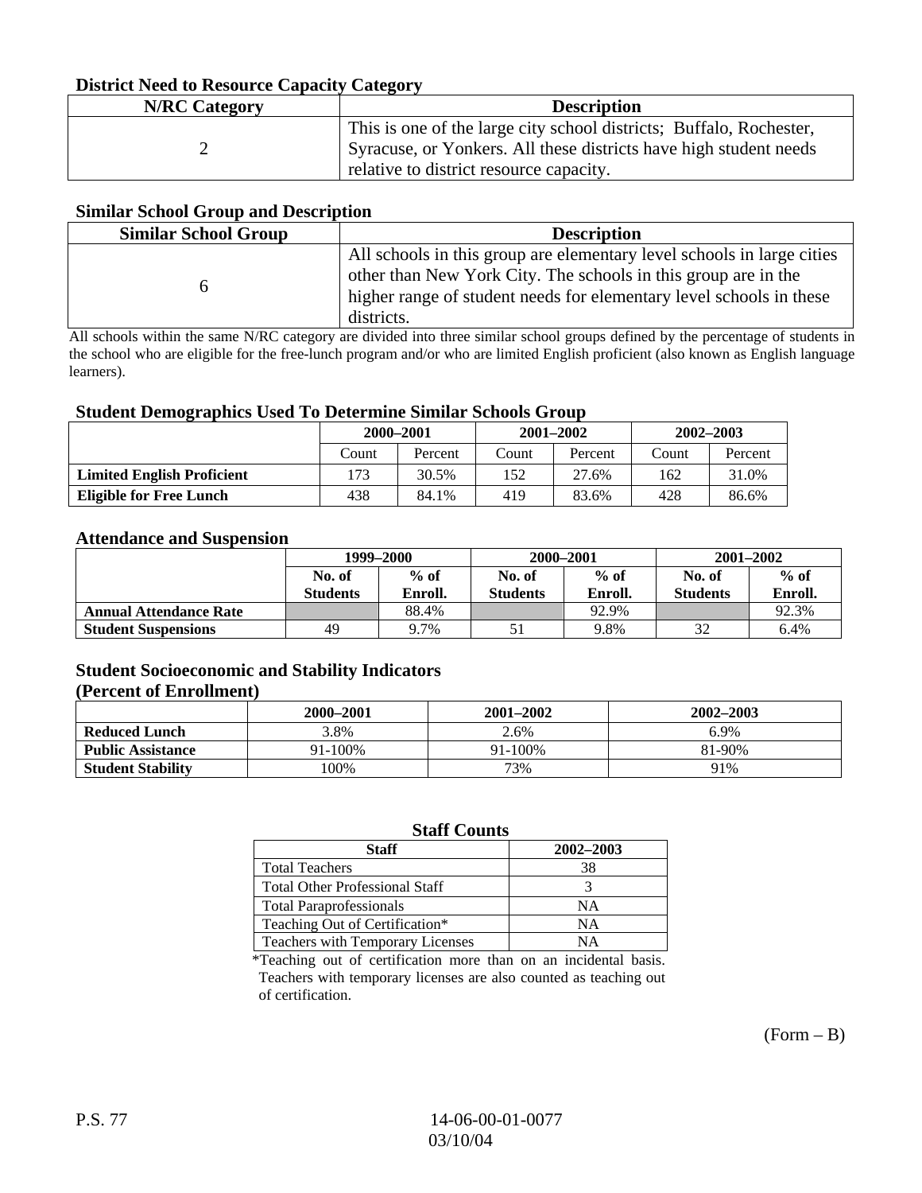### District Need to Resource Capacity Category

| N/RC Category | Description |
|---|---|
| 2 | This is one of the large city school districts; Buffalo, Rochester, Syracuse, or Yonkers. All these districts have high student needs relative to district resource capacity. |

### Similar School Group and Description

| Similar School Group | Description |
|---|---|
| 6 | All schools in this group are elementary level schools in large cities other than New York City. The schools in this group are in the higher range of student needs for elementary level schools in these districts. |

All schools within the same N/RC category are divided into three similar school groups defined by the percentage of students in the school who are eligible for the free-lunch program and/or who are limited English proficient (also known as English language learners).

### Student Demographics Used To Determine Similar Schools Group

| | 2000–2001 | | 2001–2002 | | 2002–2003 | |
|---|---|---|---|---|---|---|
| | Count | Percent | Count | Percent | Count | Percent |
| **Limited English Proficient** | 173 | 30.5% | 152 | 27.6% | 162 | 31.0% |
| **Eligible for Free Lunch** | 438 | 84.1% | 419 | 83.6% | 428 | 86.6% |

### Attendance and Suspension

| | 1999–2000 | | 2000–2001 | | 2001–2002 | |
|---|---|---|---|---|---|---|
| | No. of Students | % of Enroll. | No. of Students | % of Enroll. | No. of Students | % of Enroll. |
| **Annual Attendance Rate** | | 88.4% | | 92.9% | | 92.3% |
| **Student Suspensions** | 49 | 9.7% | 51 | 9.8% | 32 | 6.4% |

### Student Socioeconomic and Stability Indicators (Percent of Enrollment)

| | 2000–2001 | 2001–2002 | 2002–2003 |
|---|---|---|---|
| **Reduced Lunch** | 3.8% | 2.6% | 6.9% |
| **Public Assistance** | 91-100% | 91-100% | 81-90% |
| **Student Stability** | 100% | 73% | 91% |

### Staff Counts

| Staff | 2002–2003 |
|---|---|
| Total Teachers | 38 |
| Total Other Professional Staff | 3 |
| Total Paraprofessionals | NA |
| Teaching Out of Certification* | NA |
| Teachers with Temporary Licenses | NA |

*Teaching out of certification more than on an incidental basis. Teachers with temporary licenses are also counted as teaching out of certification.

(Form – B)

P.S. 77 14-06-00-01-0077 03/10/04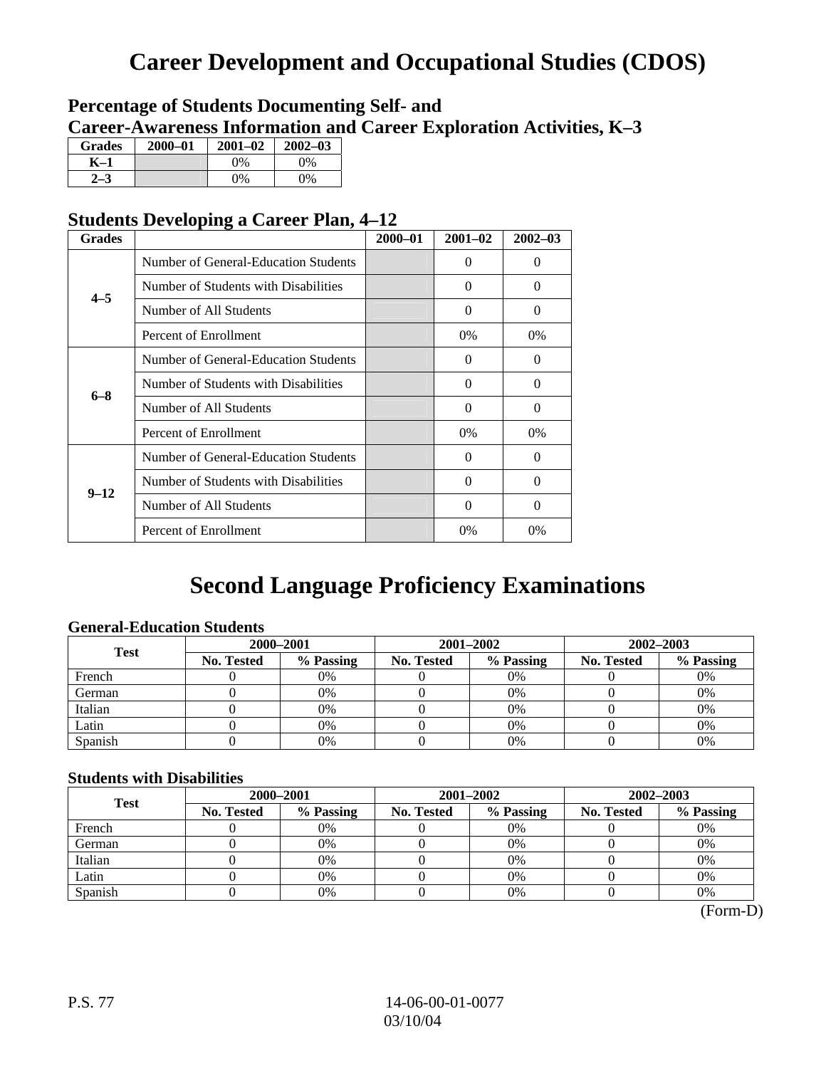# Career Development and Occupational Studies (CDOS)

## Percentage of Students Documenting Self- and Career-Awareness Information and Career Exploration Activities, K–3

| Grades | 2000–01 | 2001–02 | 2002–03 |
|---|---|---|---|
| K–1 | | 0% | 0% |
| 2–3 | | 0% | 0% |

## Students Developing a Career Plan, 4–12

| Grades | | 2000–01 | 2001–02 | 2002–03 |
|---|---|---|---|---|
| 4–5 | Number of General-Education Students | | 0 | 0 |
| | Number of Students with Disabilities | | 0 | 0 |
| | Number of All Students | | 0 | 0 |
| | Percent of Enrollment | | 0% | 0% |
| 6–8 | Number of General-Education Students | | 0 | 0 |
| | Number of Students with Disabilities | | 0 | 0 |
| | Number of All Students | | 0 | 0 |
| | Percent of Enrollment | | 0% | 0% |
| 9–12 | Number of General-Education Students | | 0 | 0 |
| | Number of Students with Disabilities | | 0 | 0 |
| | Number of All Students | | 0 | 0 |
| | Percent of Enrollment | | 0% | 0% |

# Second Language Proficiency Examinations

### General-Education Students

| Test | 2000–2001 | | 2001–2002 | | 2002–2003 | |
|---|---|---|---|---|---|---|
| | No. Tested | % Passing | No. Tested | % Passing | No. Tested | % Passing |
| French | 0 | 0% | 0 | 0% | 0 | 0% |
| German | 0 | 0% | 0 | 0% | 0 | 0% |
| Italian | 0 | 0% | 0 | 0% | 0 | 0% |
| Latin | 0 | 0% | 0 | 0% | 0 | 0% |
| Spanish | 0 | 0% | 0 | 0% | 0 | 0% |

### Students with Disabilities

| Test | 2000–2001 | | 2001–2002 | | 2002–2003 | |
|---|---|---|---|---|---|---|
| | No. Tested | % Passing | No. Tested | % Passing | No. Tested | % Passing |
| French | 0 | 0% | 0 | 0% | 0 | 0% |
| German | 0 | 0% | 0 | 0% | 0 | 0% |
| Italian | 0 | 0% | 0 | 0% | 0 | 0% |
| Latin | 0 | 0% | 0 | 0% | 0 | 0% |
| Spanish | 0 | 0% | 0 | 0% | 0 | 0% |

(Form-D)